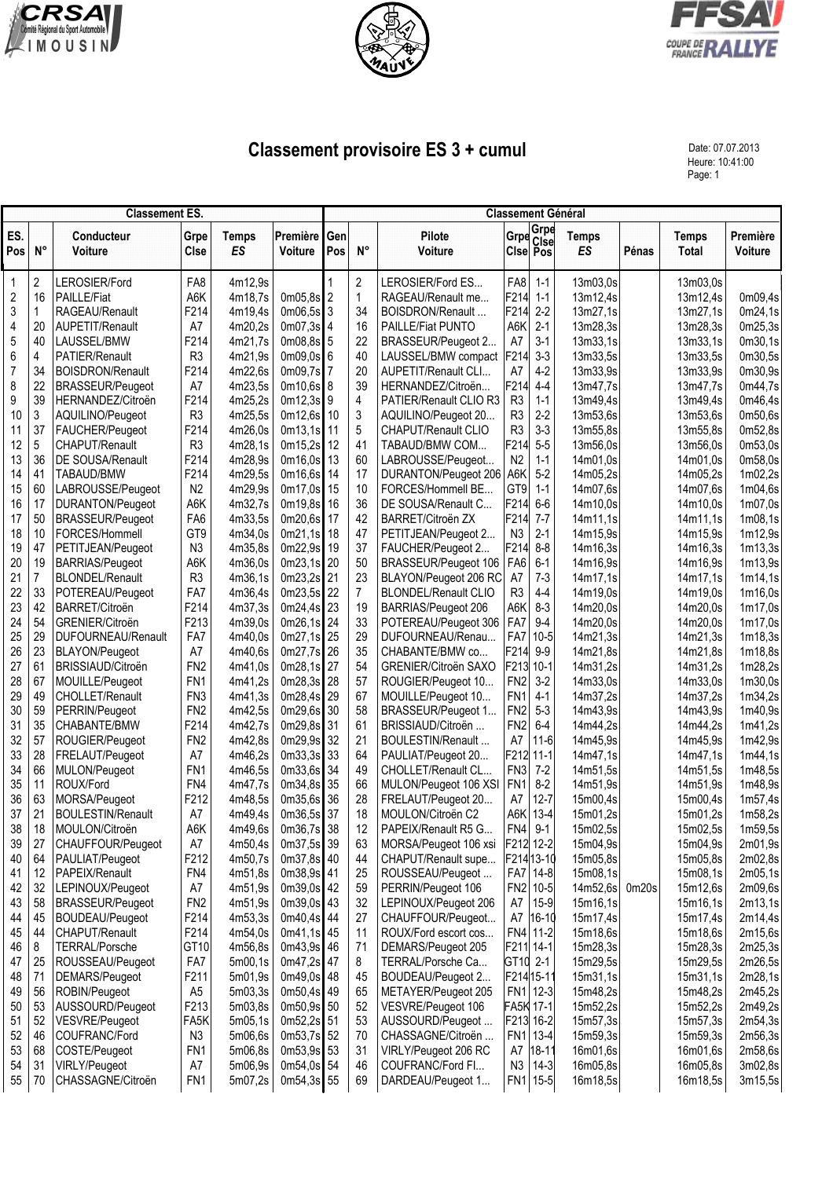# Classement provisoire ES 3 + cumul

Date: 07.07.2013
Heure: 10:41:00

| Classement ES. | | | | | | Classement Général | | | | | | | | |
|---|---|---|---|---|---|---|---|---|---|---|---|---|---|---|
| ES. Pos | N° | Conducteur Voiture | Grpe Clse | Temps ES | Première Voiture | Gen Pos | N° | Pilote Voiture | Grpe Clse | Grpe Clse Pos | Temps ES | Pénas | Temps Total | Première Voiture |
| 1 | 2 | LEROSIER/Ford | FA8 | 4m12,9s | | 1 | 2 | LEROSIER/Ford ES... | FA8 | 1-1 | 13m03,0s | | 13m03,0s | |
| 2 | 16 | PAILLE/Fiat | A6K | 4m18,7s | 0m05,8s | 2 | 1 | RAGEAU/Renault me... | F214 | 1-1 | 13m12,4s | | 13m12,4s | 0m09,4s |
| 3 | 1 | RAGEAU/Renault | F214 | 4m19,4s | 0m06,5s | 3 | 34 | BOISDRON/Renault ... | F214 | 2-2 | 13m27,1s | | 13m27,1s | 0m24,1s |
| 4 | 20 | AUPETIT/Renault | A7 | 4m20,2s | 0m07,3s | 4 | 16 | PAILLE/Fiat PUNTO | A6K | 2-1 | 13m28,3s | | 13m28,3s | 0m25,3s |
| 5 | 40 | LAUSSEL/BMW | F214 | 4m21,7s | 0m08,8s | 5 | 22 | BRASSEUR/Peugeot 2... | A7 | 3-1 | 13m33,1s | | 13m33,1s | 0m30,1s |
| 6 | 4 | PATIER/Renault | R3 | 4m21,9s | 0m09,0s | 6 | 40 | LAUSSEL/BMW compact | F214 | 3-3 | 13m33,5s | | 13m33,5s | 0m30,5s |
| 7 | 34 | BOISDRON/Renault | F214 | 4m22,6s | 0m09,7s | 7 | 20 | AUPETIT/Renault CLI... | A7 | 4-2 | 13m33,9s | | 13m33,9s | 0m30,9s |
| 8 | 22 | BRASSEUR/Peugeot | A7 | 4m23,5s | 0m10,6s | 8 | 39 | HERNANDEZ/Citroën... | F214 | 4-4 | 13m47,7s | | 13m47,7s | 0m44,7s |
| 9 | 39 | HERNANDEZ/Citroën | F214 | 4m25,2s | 0m12,3s | 9 | 4 | PATIER/Renault CLIO R3 | R3 | 1-1 | 13m49,4s | | 13m49,4s | 0m46,4s |
| 10 | 3 | AQUILINO/Peugeot | R3 | 4m25,5s | 0m12,6s | 10 | 3 | AQUILINO/Peugeot 20... | R3 | 2-2 | 13m53,6s | | 13m53,6s | 0m50,6s |
| 11 | 37 | FAUCHER/Peugeot | F214 | 4m26,0s | 0m13,1s | 11 | 5 | CHAPUT/Renault CLIO | R3 | 3-3 | 13m55,8s | | 13m55,8s | 0m52,8s |
| 12 | 5 | CHAPUT/Renault | R3 | 4m28,1s | 0m15,2s | 12 | 41 | TABAUD/BMW COM... | F214 | 5-5 | 13m56,0s | | 13m56,0s | 0m53,0s |
| 13 | 36 | DE SOUSA/Renault | F214 | 4m28,9s | 0m16,0s | 13 | 60 | LABROUSSE/Peugeot... | N2 | 1-1 | 14m01,0s | | 14m01,0s | 0m58,0s |
| 14 | 41 | TABAUD/BMW | F214 | 4m29,5s | 0m16,6s | 14 | 17 | DURANTON/Peugeot 206 | A6K | 5-2 | 14m05,2s | | 14m05,2s | 1m02,2s |
| 15 | 60 | LABROUSSE/Peugeot | N2 | 4m29,9s | 0m17,0s | 15 | 10 | FORCES/Hommell BE... | GT9 | 1-1 | 14m07,6s | | 14m07,6s | 1m04,6s |
| 16 | 17 | DURANTON/Peugeot | A6K | 4m32,7s | 0m19,8s | 16 | 36 | DE SOUSA/Renault C... | F214 | 6-6 | 14m10,0s | | 14m10,0s | 1m07,0s |
| 17 | 50 | BRASSEUR/Peugeot | FA6 | 4m33,5s | 0m20,6s | 17 | 42 | BARRET/Citroën ZX | F214 | 7-7 | 14m11,1s | | 14m11,1s | 1m08,1s |
| 18 | 10 | FORCES/Hommell | GT9 | 4m34,0s | 0m21,1s | 18 | 47 | PETITJEAN/Peugeot 2... | N3 | 2-1 | 14m15,9s | | 14m15,9s | 1m12,9s |
| 19 | 47 | PETITJEAN/Peugeot | N3 | 4m35,8s | 0m22,9s | 19 | 37 | FAUCHER/Peugeot 2... | F214 | 8-8 | 14m16,3s | | 14m16,3s | 1m13,3s |
| 20 | 19 | BARRIAS/Peugeot | A6K | 4m36,0s | 0m23,1s | 20 | 50 | BRASSEUR/Peugeot 106 | FA6 | 6-1 | 14m16,9s | | 14m16,9s | 1m13,9s |
| 21 | 7 | BLONDEL/Renault | R3 | 4m36,1s | 0m23,2s | 21 | 23 | BLAYON/Peugeot 206 RC | A7 | 7-3 | 14m17,1s | | 14m17,1s | 1m14,1s |
| 22 | 33 | POTEREAU/Peugeot | FA7 | 4m36,4s | 0m23,5s | 22 | 7 | BLONDEL/Renault CLIO | R3 | 4-4 | 14m19,0s | | 14m19,0s | 1m16,0s |
| 23 | 42 | BARRET/Citroën | F214 | 4m37,3s | 0m24,4s | 23 | 19 | BARRIAS/Peugeot 206 | A6K | 8-3 | 14m20,0s | | 14m20,0s | 1m17,0s |
| 24 | 54 | GRENIER/Citroën | F213 | 4m39,0s | 0m26,1s | 24 | 33 | POTEREAU/Peugeot 306 | FA7 | 9-4 | 14m20,0s | | 14m20,0s | 1m17,0s |
| 25 | 29 | DUFOURNEAU/Renault | FA7 | 4m40,0s | 0m27,1s | 25 | 29 | DUFOURNEAU/Renau... | FA7 | 10-5 | 14m21,3s | | 14m21,3s | 1m18,3s |
| 26 | 23 | BLAYON/Peugeot | A7 | 4m40,6s | 0m27,7s | 26 | 35 | CHABANTE/BMW co... | F214 | 9-9 | 14m21,8s | | 14m21,8s | 1m18,8s |
| 27 | 61 | BRISSIAUD/Citroën | FN2 | 4m41,0s | 0m28,1s | 27 | 54 | GRENIER/Citroën SAXO | F213 | 10-1 | 14m31,2s | | 14m31,2s | 1m28,2s |
| 28 | 67 | MOUILLE/Peugeot | FN1 | 4m41,2s | 0m28,3s | 28 | 57 | ROUGIER/Peugeot 10... | FN2 | 3-2 | 14m33,0s | | 14m33,0s | 1m30,0s |
| 29 | 49 | CHOLLET/Renault | FN3 | 4m41,3s | 0m28,4s | 29 | 67 | MOUILLE/Peugeot 10... | FN1 | 4-1 | 14m37,2s | | 14m37,2s | 1m34,2s |
| 30 | 59 | PERRIN/Peugeot | FN2 | 4m42,5s | 0m29,6s | 30 | 58 | BRASSEUR/Peugeot 1... | FN2 | 5-3 | 14m43,9s | | 14m43,9s | 1m40,9s |
| 31 | 35 | CHABANTE/BMW | F214 | 4m42,7s | 0m29,8s | 31 | 61 | BRISSIAUD/Citroën ... | FN2 | 6-4 | 14m44,2s | | 14m44,2s | 1m41,2s |
| 32 | 57 | ROUGIER/Peugeot | FN2 | 4m42,8s | 0m29,9s | 32 | 21 | BOULESTIN/Renault ... | A7 | 11-6 | 14m45,9s | | 14m45,9s | 1m42,9s |
| 33 | 28 | FRELAUT/Peugeot | A7 | 4m46,2s | 0m33,3s | 33 | 64 | PAULIAT/Peugeot 20... | F212 | 11-1 | 14m47,1s | | 14m47,1s | 1m44,1s |
| 34 | 66 | MULON/Peugeot | FN1 | 4m46,5s | 0m33,6s | 34 | 49 | CHOLLET/Renault CL... | FN3 | 7-2 | 14m51,5s | | 14m51,5s | 1m48,5s |
| 35 | 11 | ROUX/Ford | FN4 | 4m47,7s | 0m34,8s | 35 | 66 | MULON/Peugeot 106 XSI | FN1 | 8-2 | 14m51,9s | | 14m51,9s | 1m48,9s |
| 36 | 63 | MORSA/Peugeot | F212 | 4m48,5s | 0m35,6s | 36 | 28 | FRELAUT/Peugeot 20... | A7 | 12-7 | 15m00,4s | | 15m00,4s | 1m57,4s |
| 37 | 21 | BOULESTIN/Renault | A7 | 4m49,4s | 0m36,5s | 37 | 18 | MOULON/Citroën C2 | A6K | 13-4 | 15m01,2s | | 15m01,2s | 1m58,2s |
| 38 | 18 | MOULON/Citroën | A6K | 4m49,6s | 0m36,7s | 38 | 12 | PAPEIX/Renault R5 G... | FN4 | 9-1 | 15m02,5s | | 15m02,5s | 1m59,5s |
| 39 | 27 | CHAUFFOUR/Peugeot | A7 | 4m50,4s | 0m37,5s | 39 | 63 | MORSA/Peugeot 106 xsi | F212 | 12-2 | 15m04,9s | | 15m04,9s | 2m01,9s |
| 40 | 64 | PAULIAT/Peugeot | F212 | 4m50,7s | 0m37,8s | 40 | 44 | CHAPUT/Renault supe... | F214 | 13-10 | 15m05,8s | | 15m05,8s | 2m02,8s |
| 41 | 12 | PAPEIX/Renault | FN4 | 4m51,8s | 0m38,9s | 41 | 25 | ROUSSEAU/Peugeot ... | FA7 | 14-8 | 15m08,1s | | 15m08,1s | 2m05,1s |
| 42 | 32 | LEPINOUX/Peugeot | A7 | 4m51,9s | 0m39,0s | 42 | 59 | PERRIN/Peugeot 106 | FN2 | 10-5 | 14m52,6s | 0m20s | 15m12,6s | 2m09,6s |
| 43 | 58 | BRASSEUR/Peugeot | FN2 | 4m51,9s | 0m39,0s | 43 | 32 | LEPINOUX/Peugeot 206 | A7 | 15-9 | 15m16,1s | | 15m16,1s | 2m13,1s |
| 44 | 45 | BOUDEAU/Peugeot | F214 | 4m53,3s | 0m40,4s | 44 | 27 | CHAUFFOUR/Peugeot... | A7 | 16-10 | 15m17,4s | | 15m17,4s | 2m14,4s |
| 45 | 44 | CHAPUT/Renault | F214 | 4m54,0s | 0m41,1s | 45 | 11 | ROUX/Ford escort cos... | FN4 | 11-2 | 15m18,6s | | 15m18,6s | 2m15,6s |
| 46 | 8 | TERRAL/Porsche | GT10 | 4m56,8s | 0m43,9s | 46 | 71 | DEMARS/Peugeot 205 | F211 | 14-1 | 15m28,3s | | 15m28,3s | 2m25,3s |
| 47 | 25 | ROUSSEAU/Peugeot | FA7 | 5m00,1s | 0m47,2s | 47 | 8 | TERRAL/Porsche Ca... | GT10 | 2-1 | 15m29,5s | | 15m29,5s | 2m26,5s |
| 48 | 71 | DEMARS/Peugeot | F211 | 5m01,9s | 0m49,0s | 48 | 45 | BOUDEAU/Peugeot 2... | F214 | 15-11 | 15m31,1s | | 15m31,1s | 2m28,1s |
| 49 | 56 | ROBIN/Peugeot | A5 | 5m03,3s | 0m50,4s | 49 | 65 | METAYER/Peugeot 205 | FN1 | 12-3 | 15m48,2s | | 15m48,2s | 2m45,2s |
| 50 | 53 | AUSSOURD/Peugeot | F213 | 5m03,8s | 0m50,9s | 50 | 52 | VESVRE/Peugeot 106 | FA5K | 17-1 | 15m52,2s | | 15m52,2s | 2m49,2s |
| 51 | 52 | VESVRE/Peugeot | FA5K | 5m05,1s | 0m52,2s | 51 | 53 | AUSSOURD/Peugeot ... | F213 | 16-2 | 15m57,3s | | 15m57,3s | 2m54,3s |
| 52 | 46 | COUFRANC/Ford | N3 | 5m06,6s | 0m53,7s | 52 | 70 | CHASSAGNE/Citroën ... | FN1 | 13-4 | 15m59,3s | | 15m59,3s | 2m56,3s |
| 53 | 68 | COSTE/Peugeot | FN1 | 5m06,8s | 0m53,9s | 53 | 31 | VIRLY/Peugeot 206 RC | A7 | 18-11 | 16m01,6s | | 16m01,6s | 2m58,6s |
| 54 | 31 | VIRLY/Peugeot | A7 | 5m06,9s | 0m54,0s | 54 | 46 | COUFRANC/Ford Fl... | N3 | 14-3 | 16m05,8s | | 16m05,8s | 3m02,8s |
| 55 | 70 | CHASSAGNE/Citroën | FN1 | 5m07,2s | 0m54,3s | 55 | 69 | DARDEAU/Peugeot 1... | FN1 | 15-5 | 16m18,5s | | 16m18,5s | 3m15,5s |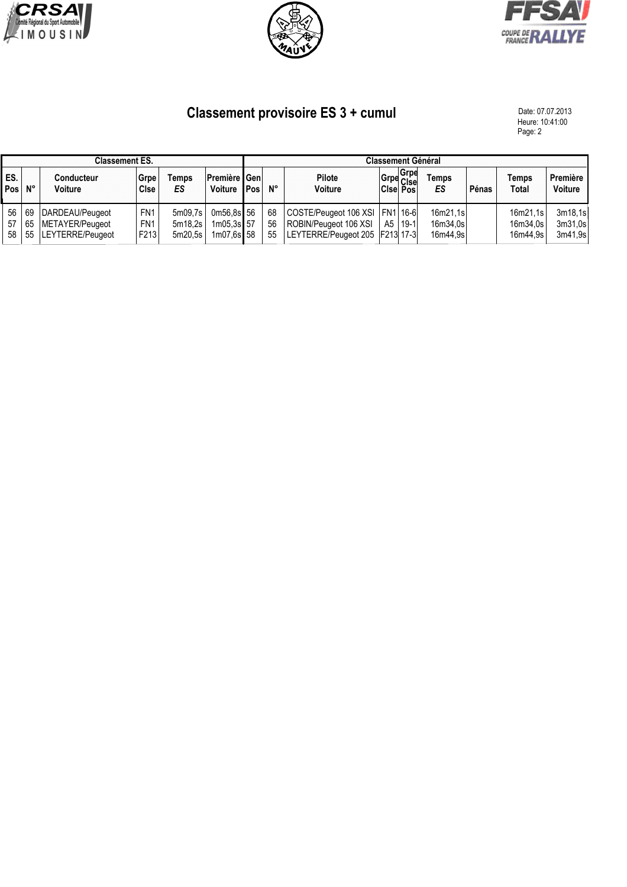# Classement provisoire ES 3 + cumul

Date: 07.07.2013
Heure: 10:41:00

| Classement ES. | | | | | | | Classement Général | | | | | | | | | |
|---|---|---|---|---|---|---|---|---|---|---|---|---|---|---|---|---|
| ES. Pos | N° | Conducteur Voiture | Grpe Clse | Temps *ES* | Première Voiture | Gen Pos | N° | Pilote Voiture | Grpe Clse | Grpe Clse Pos | Temps *ES* | Pénas | Temps Total | Première Voiture |
| 56 | 69 | DARDEAU/Peugeot | FN1 | 5m09,7s | 0m56,8s | 56 | 68 | COSTE/Peugeot 106 XSI | FN1 | 16-6 | 16m21,1s | | 16m21,1s | 3m18,1s |
| 57 | 65 | METAYER/Peugeot | FN1 | 5m18,2s | 1m05,3s | 57 | 56 | ROBIN/Peugeot 106 XSI | A5 | 19-1 | 16m34,0s | | 16m34,0s | 3m31,0s |
| 58 | 55 | LEYTERRE/Peugeot | F213 | 5m20,5s | 1m07,6s | 58 | 55 | LEYTERRE/Peugeot 205 | F213 | 17-3 | 16m44,9s | | 16m44,9s | 3m41,9s |